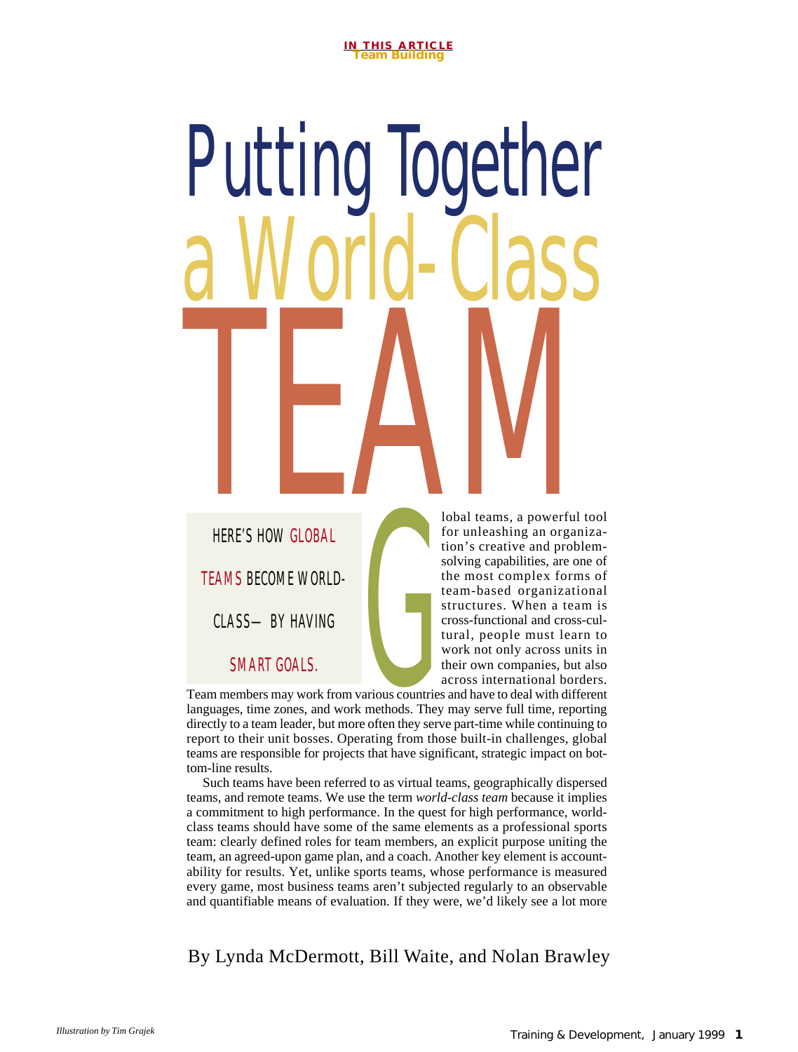IN THIS ARTICLE
Team Building

# Putting Together a World-Class TEAM

HERE'S HOW GLOBAL TEAMS BECOME WORLD-CLASS—BY HAVING SMART GOALS.

Global teams, a powerful tool for unleashing an organization's creative and problem-solving capabilities, are one of the most complex forms of team-based organizational structures. When a team is cross-functional and cross-cultural, people must learn to work not only across units in their own companies, but also across international borders. Team members may work from various countries and have to deal with different languages, time zones, and work methods. They may serve full time, reporting directly to a team leader, but more often they serve part-time while continuing to report to their unit bosses. Operating from those built-in challenges, global teams are responsible for projects that have significant, strategic impact on bottom-line results.

Such teams have been referred to as virtual teams, geographically dispersed teams, and remote teams. We use the term *world-class team* because it implies a commitment to high performance. In the quest for high performance, world-class teams should have some of the same elements as a professional sports team: clearly defined roles for team members, an explicit purpose uniting the team, an agreed-upon game plan, and a coach. Another key element is accountability for results. Yet, unlike sports teams, whose performance is measured every game, most business teams aren't subjected regularly to an observable and quantifiable means of evaluation. If they were, we'd likely see a lot more

By Lynda McDermott, Bill Waite, and Nolan Brawley

*Illustration by Tim Grajek*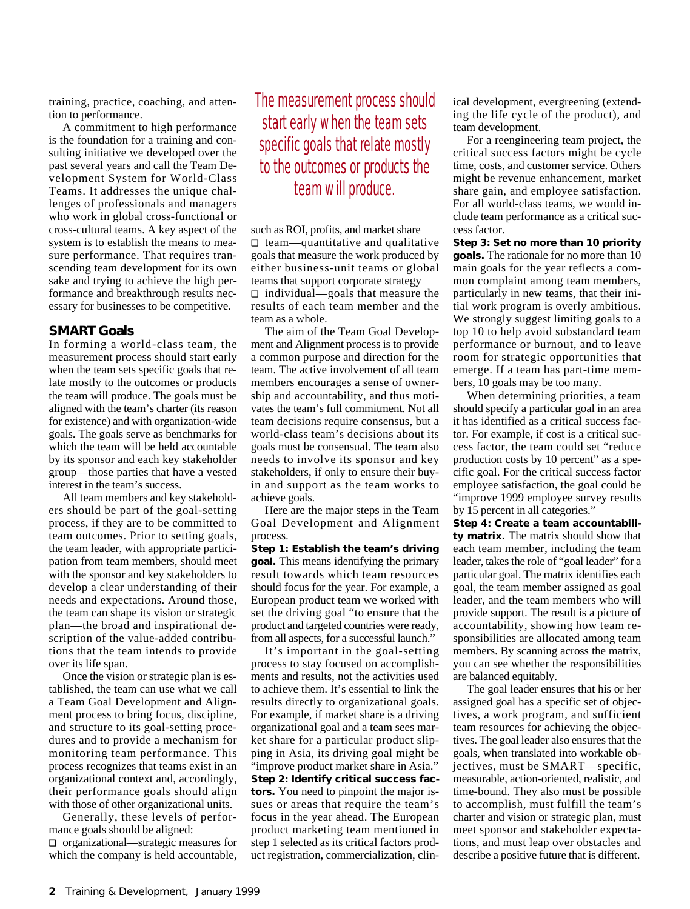training, practice, coaching, and attention to performance.

A commitment to high performance is the foundation for a training and consulting initiative we developed over the past several years and call the Team Development System for World-Class Teams. It addresses the unique challenges of professionals and managers who work in global cross-functional or cross-cultural teams. A key aspect of the system is to establish the means to measure performance. That requires transcending team development for its own sake and trying to achieve the high performance and breakthrough results necessary for businesses to be competitive.

## SMART Goals

In forming a world-class team, the measurement process should start early when the team sets specific goals that relate mostly to the outcomes or products the team will produce. The goals must be aligned with the team's charter (its reason for existence) and with organization-wide goals. The goals serve as benchmarks for which the team will be held accountable by its sponsor and each key stakeholder group—those parties that have a vested interest in the team's success.

All team members and key stakeholders should be part of the goal-setting process, if they are to be committed to team outcomes. Prior to setting goals, the team leader, with appropriate participation from team members, should meet with the sponsor and key stakeholders to develop a clear understanding of their needs and expectations. Around those, the team can shape its vision or strategic plan—the broad and inspirational description of the value-added contributions that the team intends to provide over its life span.

Once the vision or strategic plan is established, the team can use what we call a Team Goal Development and Alignment process to bring focus, discipline, and structure to its goal-setting procedures and to provide a mechanism for monitoring team performance. This process recognizes that teams exist in an organizational context and, accordingly, their performance goals should align with those of other organizational units.

Generally, these levels of performance goals should be aligned:

- organizational—strategic measures for which the company is held accountable, such as ROI, profits, and market share
- team—quantitative and qualitative goals that measure the work produced by either business-unit teams or global teams that support corporate strategy
- individual—goals that measure the results of each team member and the team as a whole.

*The measurement process should start early when the team sets specific goals that relate mostly to the outcomes or products the team will produce.*

The aim of the Team Goal Development and Alignment process is to provide a common purpose and direction for the team. The active involvement of all team members encourages a sense of ownership and accountability, and thus motivates the team's full commitment. Not all team decisions require consensus, but a world-class team's decisions about its goals must be consensual. The team also needs to involve its sponsor and key stakeholders, if only to ensure their buy-in and support as the team works to achieve goals.

Here are the major steps in the Team Goal Development and Alignment process.

**Step 1: Establish the team's driving goal.** This means identifying the primary result towards which team resources should focus for the year. For example, a European product team we worked with set the driving goal "to ensure that the product and targeted countries were ready, from all aspects, for a successful launch."

It's important in the goal-setting process to stay focused on accomplishments and results, not the activities used to achieve them. It's essential to link the results directly to organizational goals. For example, if market share is a driving organizational goal and a team sees market share for a particular product slipping in Asia, its driving goal might be "improve product market share in Asia."

**Step 2: Identify critical success factors.** You need to pinpoint the major issues or areas that require the team's focus in the year ahead. The European product marketing team mentioned in step 1 selected as its critical factors product registration, commercialization, clinical development, evergreening (extending the life cycle of the product), and team development.

For a reengineering team project, the critical success factors might be cycle time, costs, and customer service. Others might be revenue enhancement, market share gain, and employee satisfaction. For all world-class teams, we would include team performance as a critical success factor.

**Step 3: Set no more than 10 priority goals.** The rationale for no more than 10 main goals for the year reflects a common complaint among team members, particularly in new teams, that their initial work program is overly ambitious. We strongly suggest limiting goals to a top 10 to help avoid substandard team performance or burnout, and to leave room for strategic opportunities that emerge. If a team has part-time members, 10 goals may be too many.

When determining priorities, a team should specify a particular goal in an area it has identified as a critical success factor. For example, if cost is a critical success factor, the team could set "reduce production costs by 10 percent" as a specific goal. For the critical success factor employee satisfaction, the goal could be "improve 1999 employee survey results by 15 percent in all categories."

**Step 4: Create a team accountability matrix.** The matrix should show that each team member, including the team leader, takes the role of "goal leader" for a particular goal. The matrix identifies each goal, the team member assigned as goal leader, and the team members who will provide support. The result is a picture of accountability, showing how team responsibilities are allocated among team members. By scanning across the matrix, you can see whether the responsibilities are balanced equitably.

The goal leader ensures that his or her assigned goal has a specific set of objectives, a work program, and sufficient team resources for achieving the objectives. The goal leader also ensures that the goals, when translated into workable objectives, must be SMART—specific, measurable, action-oriented, realistic, and time-bound. They also must be possible to accomplish, must fulfill the team's charter and vision or strategic plan, must meet sponsor and stakeholder expectations, and must leap over obstacles and describe a positive future that is different.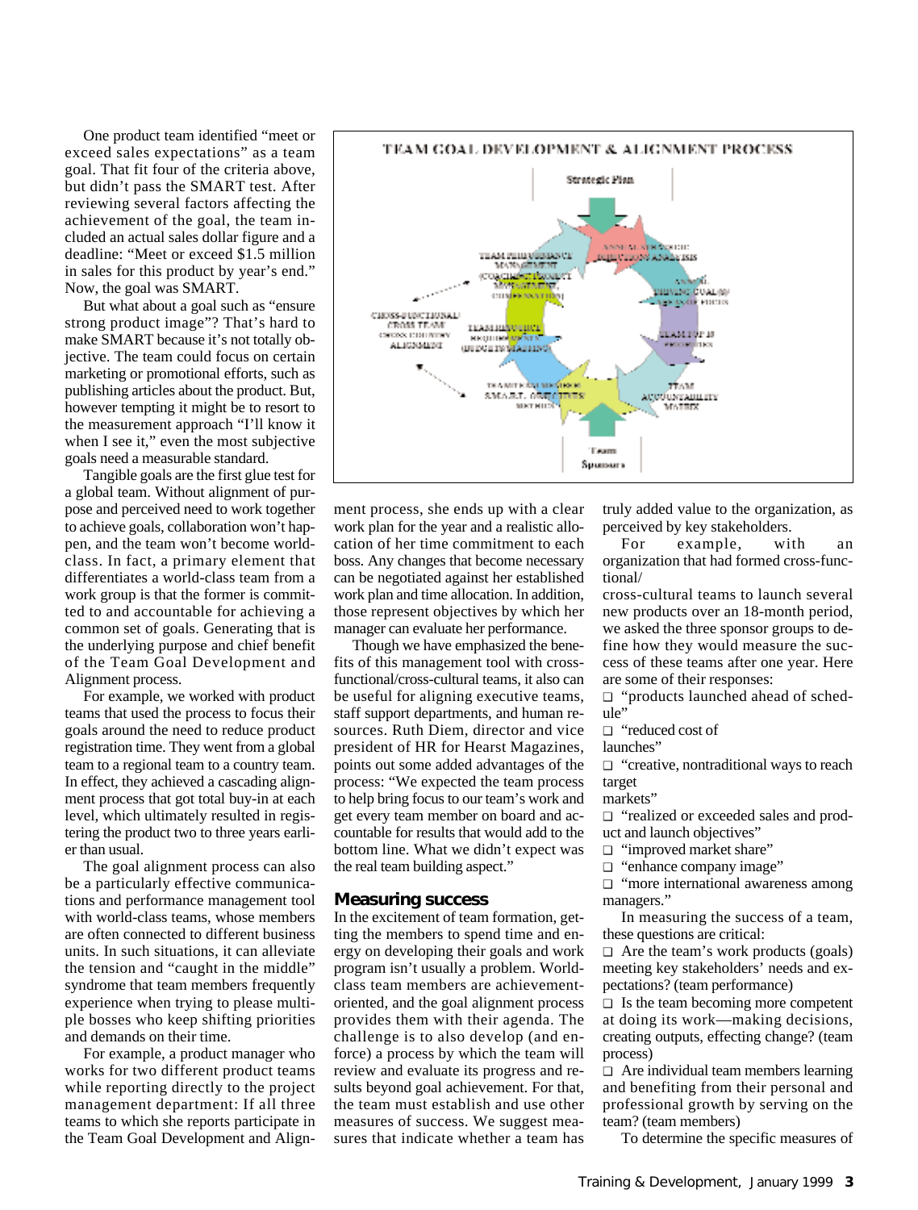One product team identified "meet or exceed sales expectations" as a team goal. That fit four of the criteria above, but didn't pass the SMART test. After reviewing several factors affecting the achievement of the goal, the team included an actual sales dollar figure and a deadline: "Meet or exceed $1.5 million in sales for this product by year's end." Now, the goal was SMART.

But what about a goal such as "ensure strong product image"? That's hard to make SMART because it's not totally objective. The team could focus on certain marketing or promotional efforts, such as publishing articles about the product. But, however tempting it might be to resort to the measurement approach "I'll know it when I see it," even the most subjective goals need a measurable standard.

Tangible goals are the first glue test for a global team. Without alignment of purpose and perceived need to work together to achieve goals, collaboration won't happen, and the team won't become world-class. In fact, a primary element that differentiates a world-class team from a work group is that the former is committed to and accountable for achieving a common set of goals. Generating that is the underlying purpose and chief benefit of the Team Goal Development and Alignment process.

For example, we worked with product teams that used the process to focus their goals around the need to reduce product registration time. They went from a global team to a regional team to a country team. In effect, they achieved a cascading alignment process that got total buy-in at each level, which ultimately resulted in registering the product two to three years earlier than usual.

The goal alignment process can also be a particularly effective communications and performance management tool with world-class teams, whose members are often connected to different business units. In such situations, it can alleviate the tension and "caught in the middle" syndrome that team members frequently experience when trying to please multiple bosses who keep shifting priorities and demands on their time.

For example, a product manager who works for two different product teams while reporting directly to the project management department: If all three teams to which she reports participate in the Team Goal Development and Alignment process, she ends up with a clear work plan for the year and a realistic allocation of her time commitment to each boss. Any changes that become necessary can be negotiated against her established work plan and time allocation. In addition, those represent objectives by which her manager can evaluate her performance.

TEAM GOAL DEVELOPMENT & ALIGNMENT PROCESS

Though we have emphasized the benefits of this management tool with cross-functional/cross-cultural teams, it also can be useful for aligning executive teams, staff support departments, and human resources. Ruth Diem, director and vice president of HR for Hearst Magazines, points out some added advantages of the process: "We expected the team process to help bring focus to our team's work and get every team member on board and accountable for results that would add to the bottom line. What we didn't expect was the real team building aspect."

## Measuring success

In the excitement of team formation, getting the members to spend time and energy on developing their goals and work program isn't usually a problem. World-class team members are achievement-oriented, and the goal alignment process provides them with their agenda. The challenge is to also develop (and enforce) a process by which the team will review and evaluate its progress and results beyond goal achievement. For that, the team must establish and use other measures of success. We suggest measures that indicate whether a team has truly added value to the organization, as perceived by key stakeholders.

For example, with an organization that had formed cross-functional/cross-cultural teams to launch several new products over an 18-month period, we asked the three sponsor groups to define how they would measure the success of these teams after one year. Here are some of their responses:

- "products launched ahead of schedule"
- "reduced cost of launches"
- "creative, nontraditional ways to reach target markets"
- "realized or exceeded sales and product and launch objectives"
- "improved market share"
- "enhance company image"
- "more international awareness among managers."

In measuring the success of a team, these questions are critical:

- Are the team's work products (goals) meeting key stakeholders' needs and expectations? (team performance)
- Is the team becoming more competent at doing its work—making decisions, creating outputs, effecting change? (team process)
- Are individual team members learning and benefiting from their personal and professional growth by serving on the team? (team members)

To determine the specific measures of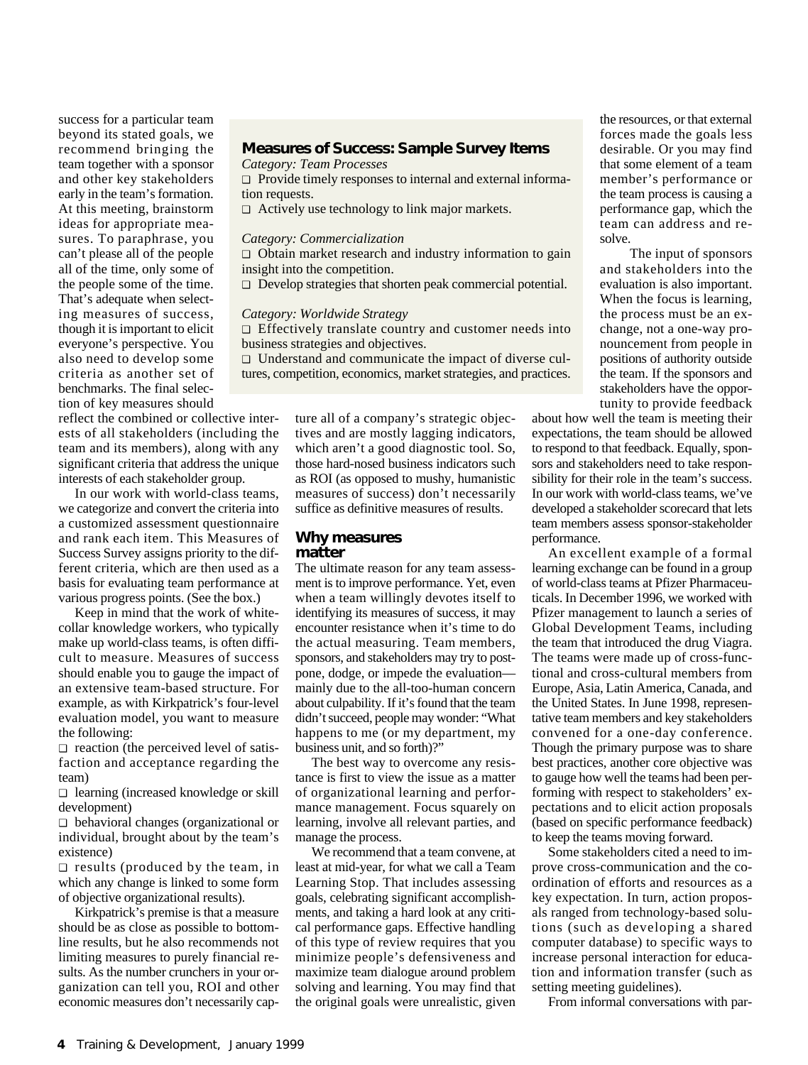success for a particular team beyond its stated goals, we recommend bringing the team together with a sponsor and other key stakeholders early in the team's formation. At this meeting, brainstorm ideas for appropriate measures. To paraphrase, you can't please all of the people all of the time, only some of the people some of the time. That's adequate when selecting measures of success, though it is important to elicit everyone's perspective. You also need to develop some criteria as another set of benchmarks. The final selection of key measures should reflect the combined or collective interests of all stakeholders (including the team and its members), along with any significant criteria that address the unique interests of each stakeholder group.

In our work with world-class teams, we categorize and convert the criteria into a customized assessment questionnaire and rank each item. This Measures of Success Survey assigns priority to the different criteria, which are then used as a basis for evaluating team performance at various progress points. (See the box.)

> **Measures of Success: Sample Survey Items**
>
> *Category: Team Processes*
>
> ❑ Provide timely responses to internal and external information requests.
>
> ❑ Actively use technology to link major markets.
>
> *Category: Commercialization*
>
> ❑ Obtain market research and industry information to gain insight into the competition.
>
> ❑ Develop strategies that shorten peak commercial potential.
>
> *Category: Worldwide Strategy*
>
> ❑ Effectively translate country and customer needs into business strategies and objectives.
>
> ❑ Understand and communicate the impact of diverse cultures, competition, economics, market strategies, and practices.

Keep in mind that the work of white-collar knowledge workers, who typically make up world-class teams, is often difficult to measure. Measures of success should enable you to gauge the impact of an extensive team-based structure. For example, as with Kirkpatrick's four-level evaluation model, you want to measure the following:

❑ reaction (the perceived level of satisfaction and acceptance regarding the team)

❑ learning (increased knowledge or skill development)

❑ behavioral changes (organizational or individual, brought about by the team's existence)

❑ results (produced by the team, in which any change is linked to some form of objective organizational results).

Kirkpatrick's premise is that a measure should be as close as possible to bottom-line results, but he also recommends not limiting measures to purely financial results. As the number crunchers in your organization can tell you, ROI and other economic measures don't necessarily capture all of a company's strategic objectives and are mostly lagging indicators, which aren't a good diagnostic tool. So, those hard-nosed business indicators such as ROI (as opposed to mushy, humanistic measures of success) don't necessarily suffice as definitive measures of results.

## Why measures matter

The ultimate reason for any team assessment is to improve performance. Yet, even when a team willingly devotes itself to identifying its measures of success, it may encounter resistance when it's time to do the actual measuring. Team members, sponsors, and stakeholders may try to postpone, dodge, or impede the evaluation—mainly due to the all-too-human concern about culpability. If it's found that the team didn't succeed, people may wonder: "What happens to me (or my department, my business unit, and so forth)?"

The best way to overcome any resistance is first to view the issue as a matter of organizational learning and performance management. Focus squarely on learning, involve all relevant parties, and manage the process.

We recommend that a team convene, at least at mid-year, for what we call a Team Learning Stop. That includes assessing goals, celebrating significant accomplishments, and taking a hard look at any critical performance gaps. Effective handling of this type of review requires that you minimize people's defensiveness and maximize team dialogue around problem solving and learning. You may find that the original goals were unrealistic, given the resources, or that external forces made the goals less desirable. Or you may find that some element of a team member's performance or the team process is causing a performance gap, which the team can address and resolve.

The input of sponsors and stakeholders into the evaluation is also important. When the focus is learning, the process must be an exchange, not a one-way pronouncement from people in positions of authority outside the team. If the sponsors and stakeholders have the opportunity to provide feedback about how well the team is meeting their expectations, the team should be allowed to respond to that feedback. Equally, sponsors and stakeholders need to take responsibility for their role in the team's success. In our work with world-class teams, we've developed a stakeholder scorecard that lets team members assess sponsor-stakeholder performance.

An excellent example of a formal learning exchange can be found in a group of world-class teams at Pfizer Pharmaceuticals. In December 1996, we worked with Pfizer management to launch a series of Global Development Teams, including the team that introduced the drug Viagra. The teams were made up of cross-functional and cross-cultural members from Europe, Asia, Latin America, Canada, and the United States. In June 1998, representative team members and key stakeholders convened for a one-day conference. Though the primary purpose was to share best practices, another core objective was to gauge how well the teams had been performing with respect to stakeholders' expectations and to elicit action proposals (based on specific performance feedback) to keep the teams moving forward.

Some stakeholders cited a need to improve cross-communication and the coordination of efforts and resources as a key expectation. In turn, action proposals ranged from technology-based solutions (such as developing a shared computer database) to specific ways to increase personal interaction for education and information transfer (such as setting meeting guidelines).

From informal conversations with par-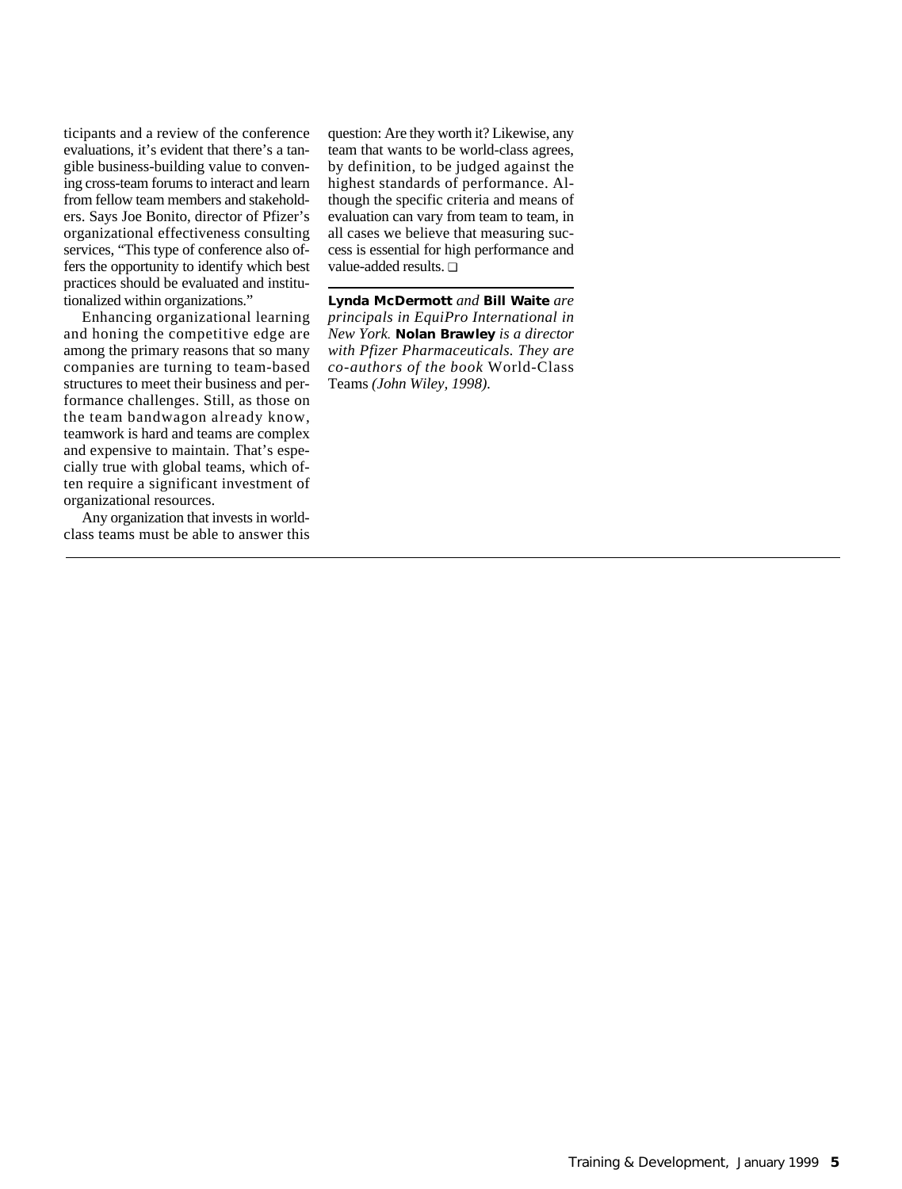ticipants and a review of the conference evaluations, it's evident that there's a tangible business-building value to convening cross-team forums to interact and learn from fellow team members and stakeholders. Says Joe Bonito, director of Pfizer's organizational effectiveness consulting services, "This type of conference also offers the opportunity to identify which best practices should be evaluated and institutionalized within organizations."

Enhancing organizational learning and honing the competitive edge are among the primary reasons that so many companies are turning to team-based structures to meet their business and performance challenges. Still, as those on the team bandwagon already know, teamwork is hard and teams are complex and expensive to maintain. That's especially true with global teams, which often require a significant investment of organizational resources.

Any organization that invests in world-class teams must be able to answer this question: Are they worth it? Likewise, any team that wants to be world-class agrees, by definition, to be judged against the highest standards of performance. Although the specific criteria and means of evaluation can vary from team to team, in all cases we believe that measuring success is essential for high performance and value-added results. ❑

---

**Lynda McDermott** *and* **Bill Waite** *are principals in EquiPro International in New York.* **Nolan Brawley** *is a director with Pfizer Pharmaceuticals. They are co-authors of the book* World-Class Teams *(John Wiley, 1998).*